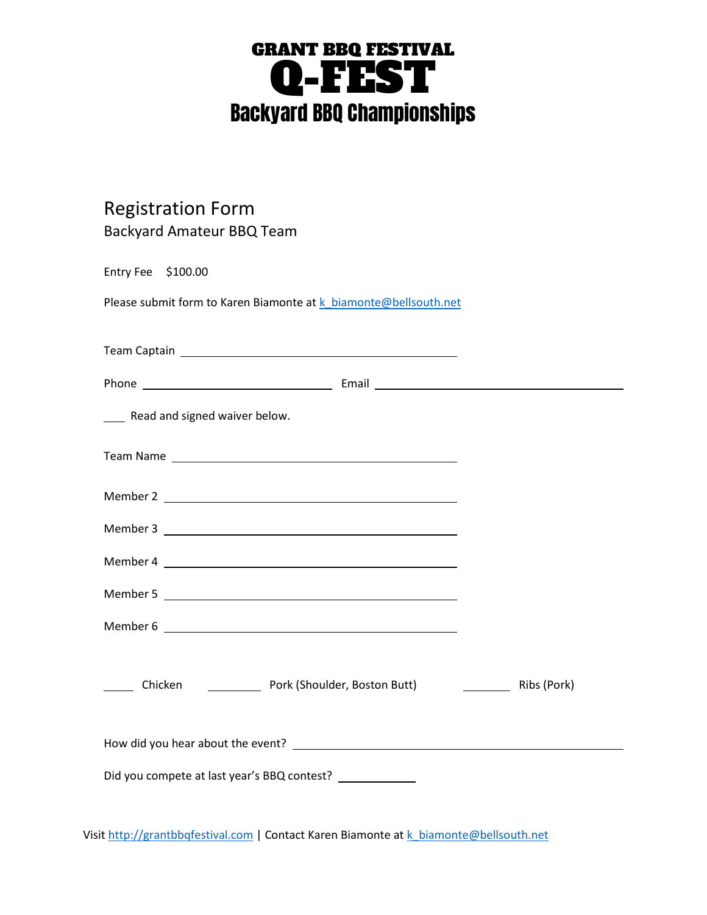# GRANT BBQ FESTIVAL
# Q-FEST
## Backyard BBQ Championships

## Registration Form

### Backyard Amateur BBQ Team

Entry Fee $100.00

Please submit form to Karen Biamonte at k_biamonte@bellsouth.net

Team Captain \_\_\_\_\_\_\_\_\_\_\_\_\_\_\_\_\_\_\_\_\_\_\_\_\_\_\_\_\_\_\_\_\_\_\_\_\_\_\_\_

Phone \_\_\_\_\_\_\_\_\_\_\_\_\_\_\_\_\_\_\_\_\_\_\_\_\_\_\_ Email \_\_\_\_\_\_\_\_\_\_\_\_\_\_\_\_\_\_\_\_\_\_\_\_\_\_\_\_\_\_\_\_\_\_\_\_

\_\_\_ Read and signed waiver below.

Team Name \_\_\_\_\_\_\_\_\_\_\_\_\_\_\_\_\_\_\_\_\_\_\_\_\_\_\_\_\_\_\_\_\_\_\_\_\_\_\_\_

Member 2 \_\_\_\_\_\_\_\_\_\_\_\_\_\_\_\_\_\_\_\_\_\_\_\_\_\_\_\_\_\_\_\_\_\_\_\_\_\_\_\_

Member 3 \_\_\_\_\_\_\_\_\_\_\_\_\_\_\_\_\_\_\_\_\_\_\_\_\_\_\_\_\_\_\_\_\_\_\_\_\_\_\_\_

Member 4 \_\_\_\_\_\_\_\_\_\_\_\_\_\_\_\_\_\_\_\_\_\_\_\_\_\_\_\_\_\_\_\_\_\_\_\_\_\_\_\_

Member 5 \_\_\_\_\_\_\_\_\_\_\_\_\_\_\_\_\_\_\_\_\_\_\_\_\_\_\_\_\_\_\_\_\_\_\_\_\_\_\_\_

Member 6 \_\_\_\_\_\_\_\_\_\_\_\_\_\_\_\_\_\_\_\_\_\_\_\_\_\_\_\_\_\_\_\_\_\_\_\_\_\_\_\_

\_\_\_\_ Chicken \_\_\_\_\_\_\_ Pork (Shoulder, Boston Butt) \_\_\_\_\_\_\_ Ribs (Pork)

How did you hear about the event? \_\_\_\_\_\_\_\_\_\_\_\_\_\_\_\_\_\_\_\_\_\_\_\_\_\_\_\_\_\_\_\_\_\_\_\_\_\_\_\_\_\_\_\_

Did you compete at last year's BBQ contest? \_\_\_\_\_\_\_\_\_\_

Visit http://grantbbqfestival.com | Contact Karen Biamonte at k_biamonte@bellsouth.net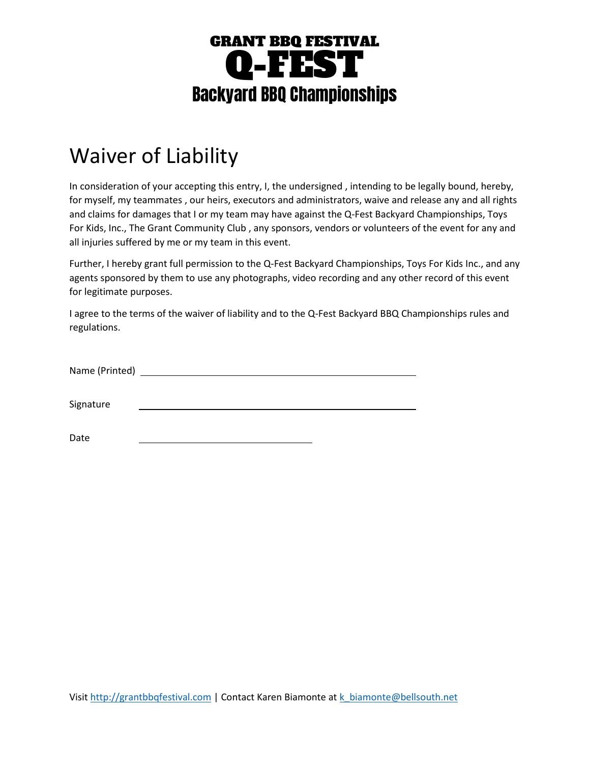# GRANT BBQ FESTIVAL
# Q-FEST
## Backyard BBQ Championships

## Waiver of Liability

In consideration of your accepting this entry, I, the undersigned , intending to be legally bound, hereby, for myself, my teammates , our heirs, executors and administrators, waive and release any and all rights and claims for damages that I or my team may have against the Q-Fest Backyard Championships, Toys For Kids, Inc., The Grant Community Club , any sponsors, vendors or volunteers of the event for any and all injuries suffered by me or my team in this event.

Further, I hereby grant full permission to the Q-Fest Backyard Championships, Toys For Kids Inc., and any agents sponsored by them to use any photographs, video recording and any other record of this event for legitimate purposes.

I agree to the terms of the waiver of liability and to the Q-Fest Backyard BBQ Championships rules and regulations.

Name (Printed) ______________________________________________

Signature ______________________________________________

Date ______________________________

Visit http://grantbbqfestival.com | Contact Karen Biamonte at k_biamonte@bellsouth.net